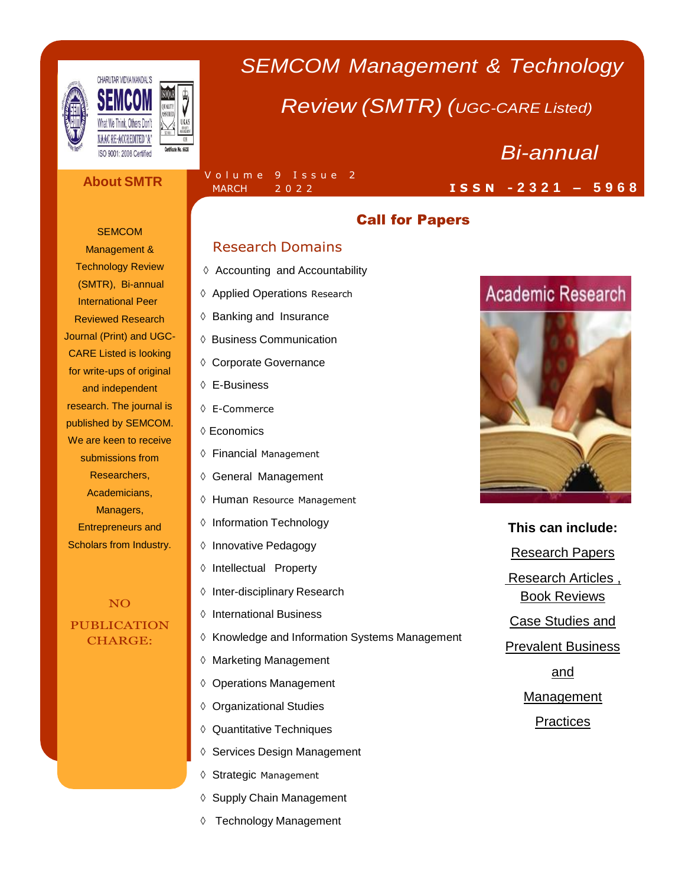# SEMCOM Management & Technology Review (SMTR) (UGC-CARE Listed)

*Bi-annual*

Volume 9 Issue 2
MARCH 2022

**ISSN -2321 – 5968**

## About SMTR

SEMCOM Management & Technology Review (SMTR), Bi-annual International Peer Reviewed Research Journal (Print) and UGC-CARE Listed is looking for write-ups of original and independent research. The journal is published by SEMCOM. We are keen to receive submissions from Researchers, Academicians, Managers, Entrepreneurs and Scholars from Industry.

NO PUBLICATION CHARGE:

## Call for Papers

### Research Domains

- Accounting and Accountability
- Applied Operations Research
- Banking and Insurance
- Business Communication
- Corporate Governance
- E-Business
- E-Commerce
- Economics
- Financial Management
- General Management
- Human Resource Management
- Information Technology
- Innovative Pedagogy
- Intellectual Property
- Inter-disciplinary Research
- International Business
- Knowledge and Information Systems Management
- Marketing Management
- Operations Management
- Organizational Studies
- Quantitative Techniques
- Services Design Management
- Strategic Management
- Supply Chain Management
- Technology Management

Academic Research

**This can include:**

Research Papers

Research Articles , Book Reviews

Case Studies and

Prevalent Business and Management Practices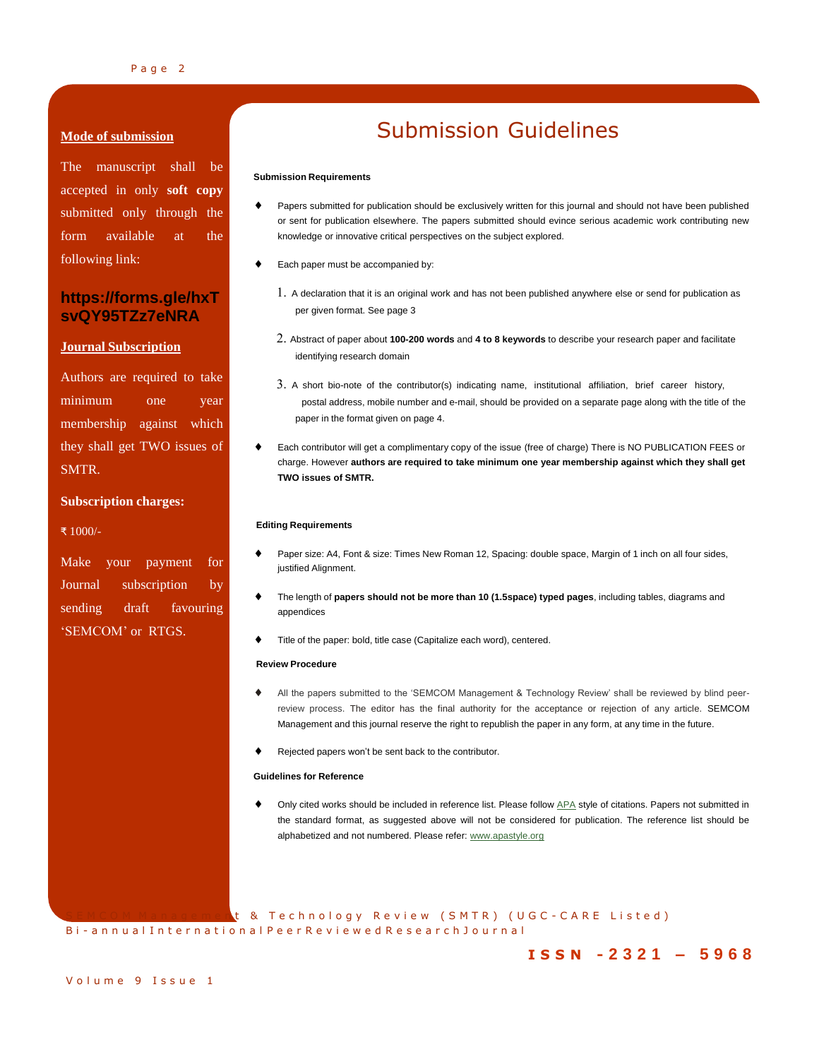## Mode of submission

The manuscript shall be accepted in only **soft copy** submitted only through the form available at the following link:

**https://forms.gle/hxTsvQY95TZz7eNRA**

## Journal Subscription

Authors are required to take minimum one year membership against which they shall get TWO issues of SMTR.

**Subscription charges:**

₹ 1000/-

Make your payment for Journal subscription by sending draft favouring 'SEMCOM' or RTGS.

# Submission Guidelines

### Submission Requirements

- Papers submitted for publication should be exclusively written for this journal and should not have been published or sent for publication elsewhere. The papers submitted should evince serious academic work contributing new knowledge or innovative critical perspectives on the subject explored.
- Each paper must be accompanied by:
  1. A declaration that it is an original work and has not been published anywhere else or send for publication as per given format. See page 3
  2. Abstract of paper about **100-200 words** and **4 to 8 keywords** to describe your research paper and facilitate identifying research domain
  3. A short bio-note of the contributor(s) indicating name, institutional affiliation, brief career history, postal address, mobile number and e-mail, should be provided on a separate page along with the title of the paper in the format given on page 4.
- Each contributor will get a complimentary copy of the issue (free of charge) There is NO PUBLICATION FEES or charge. However **authors are required to take minimum one year membership against which they shall get TWO issues of SMTR.**

### Editing Requirements

- Paper size: A4, Font & size: Times New Roman 12, Spacing: double space, Margin of 1 inch on all four sides, justified Alignment.
- The length of **papers should not be more than 10 (1.5space) typed pages**, including tables, diagrams and appendices
- Title of the paper: bold, title case (Capitalize each word), centered.

### Review Procedure

- All the papers submitted to the 'SEMCOM Management & Technology Review' shall be reviewed by blind peer-review process. The editor has the final authority for the acceptance or rejection of any article. SEMCOM Management and this journal reserve the right to republish the paper in any form, at any time in the future.
- Rejected papers won't be sent back to the contributor.

### Guidelines for Reference

- Only cited works should be included in reference list. Please follow APA style of citations. Papers not submitted in the standard format, as suggested above will not be considered for publication. The reference list should be alphabetized and not numbered. Please refer: www.apastyle.org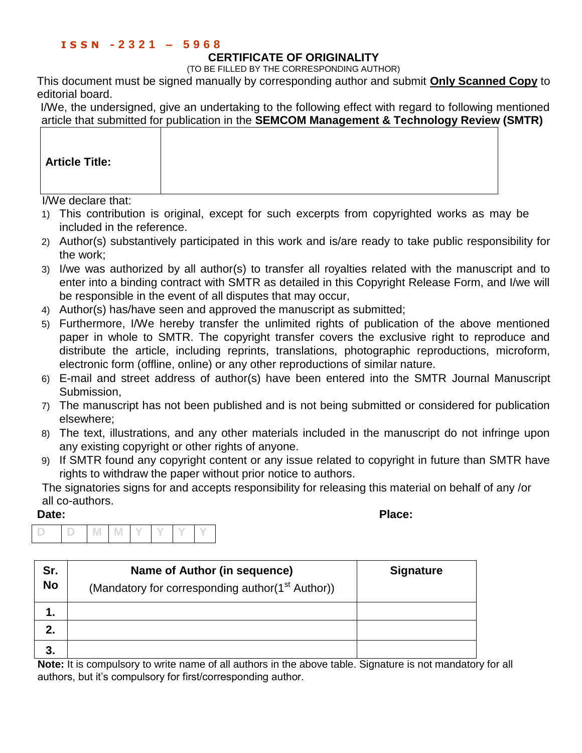**ISSN -2321 – 5968**

# CERTIFICATE OF ORIGINALITY

(TO BE FILLED BY THE CORRESPONDING AUTHOR)

This document must be signed manually by corresponding author and submit **Only Scanned Copy** to editorial board.

I/We, the undersigned, give an undertaking to the following effect with regard to following mentioned article that submitted for publication in the **SEMCOM Management & Technology Review (SMTR)**

| **Article Title:** | |
|---|---|

I/We declare that:

1) This contribution is original, except for such excerpts from copyrighted works as may be included in the reference.
2) Author(s) substantively participated in this work and is/are ready to take public responsibility for the work;
3) I/we was authorized by all author(s) to transfer all royalties related with the manuscript and to enter into a binding contract with SMTR as detailed in this Copyright Release Form, and I/we will be responsible in the event of all disputes that may occur,
4) Author(s) has/have seen and approved the manuscript as submitted;
5) Furthermore, I/We hereby transfer the unlimited rights of publication of the above mentioned paper in whole to SMTR. The copyright transfer covers the exclusive right to reproduce and distribute the article, including reprints, translations, photographic reproductions, microform, electronic form (offline, online) or any other reproductions of similar nature.
6) E-mail and street address of author(s) have been entered into the SMTR Journal Manuscript Submission,
7) The manuscript has not been published and is not being submitted or considered for publication elsewhere;
8) The text, illustrations, and any other materials included in the manuscript do not infringe upon any existing copyright or other rights of anyone.
9) If SMTR found any copyright content or any issue related to copyright in future than SMTR have rights to withdraw the paper without prior notice to authors.

The signatories signs for and accepts responsibility for releasing this material on behalf of any /or all co-authors.

**Date:** **Place:**

| D | D | M | M | Y | Y | Y | Y |
|---|---|---|---|---|---|---|---|

| Sr. No | Name of Author (in sequence) (Mandatory for corresponding author(1st Author)) | Signature |
|---|---|---|
| 1. | | |
| 2. | | |
| 3. | | |

**Note:** It is compulsory to write name of all authors in the above table. Signature is not mandatory for all authors, but it's compulsory for first/corresponding author.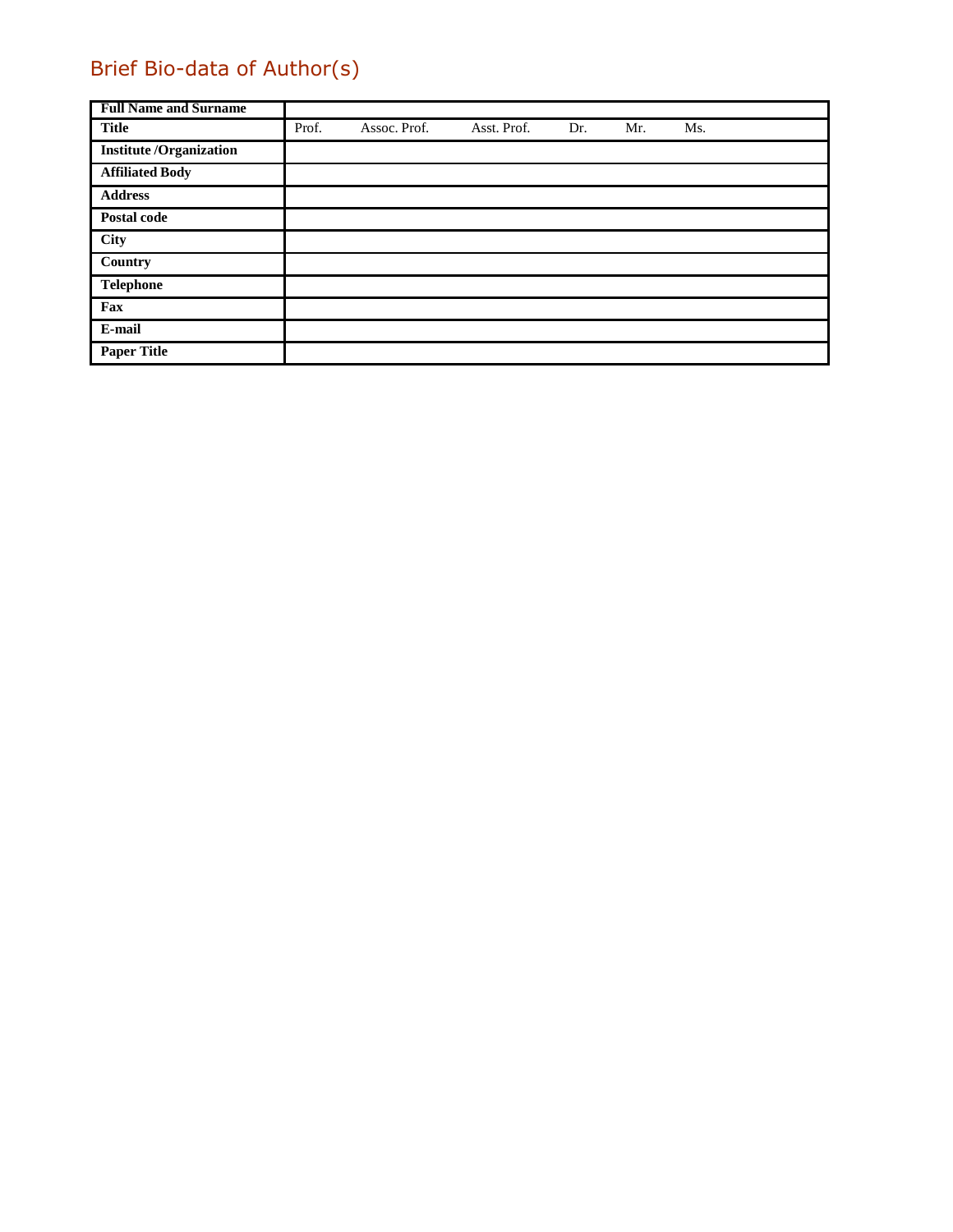## Brief Bio-data of Author(s)

| **Full Name and Surname** | |
|---|---|
| **Title** | Prof.   Assoc. Prof.   Asst. Prof.   Dr.   Mr.   Ms. |
| **Institute /Organization** | |
| **Affiliated Body** | |
| **Address** | |
| **Postal code** | |
| **City** | |
| **Country** | |
| **Telephone** | |
| **Fax** | |
| **E-mail** | |
| **Paper Title** | |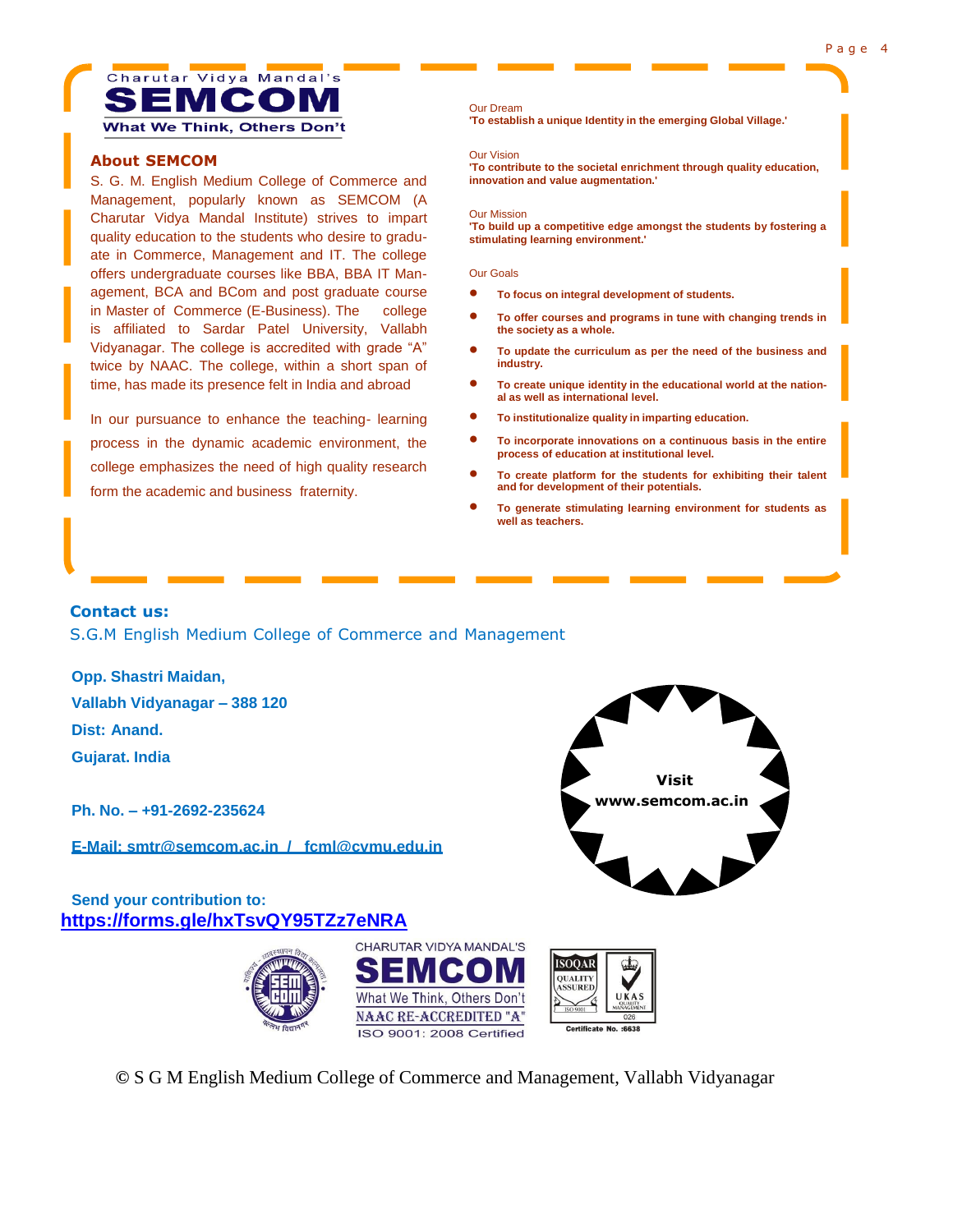Charutar Vidya Mandal's

**SEMCOM**

What We Think, Others Don't

## About SEMCOM

S. G. M. English Medium College of Commerce and Management, popularly known as SEMCOM (A Charutar Vidya Mandal Institute) strives to impart quality education to the students who desire to graduate in Commerce, Management and IT. The college offers undergraduate courses like BBA, BBA IT Management, BCA and BCom and post graduate course in Master of Commerce (E-Business). The college is affiliated to Sardar Patel University, Vallabh Vidyanagar. The college is accredited with grade "A" twice by NAAC. The college, within a short span of time, has made its presence felt in India and abroad

In our pursuance to enhance the teaching- learning process in the dynamic academic environment, the college emphasizes the need of high quality research form the academic and business fraternity.

Our Dream

**'To establish a unique Identity in the emerging Global Village.'**

Our Vision

**'To contribute to the societal enrichment through quality education, innovation and value augmentation.'**

Our Mission

**'To build up a competitive edge amongst the students by fostering a stimulating learning environment.'**

Our Goals

- **To focus on integral development of students.**
- **To offer courses and programs in tune with changing trends in the society as a whole.**
- **To update the curriculum as per the need of the business and industry.**
- **To create unique identity in the educational world at the national as well as international level.**
- **To institutionalize quality in imparting education.**
- **To incorporate innovations on a continuous basis in the entire process of education at institutional level.**
- **To create platform for the students for exhibiting their talent and for development of their potentials.**
- **To generate stimulating learning environment for students as well as teachers.**

**Contact us:**

S.G.M English Medium College of Commerce and Management

**Opp. Shastri Maidan,**
**Vallabh Vidyanagar – 388 120**
**Dist: Anand.**
**Gujarat. India**

**Ph. No. – +91-2692-235624**

**E-Mail: smtr@semcom.ac.in / fcml@cvmu.edu.in**

**Visit www.semcom.ac.in**

**Send your contribution to:**
**https://forms.gle/hxTsvQY95TZz7eNRA**

CHARUTAR VIDYA MANDAL'S
SEMCOM
What We Think, Others Don't
NAAC RE-ACCREDITED "A"
ISO 9001: 2008 Certified

ISOQAR QUALITY ASSURED ISO 9001 · UKAS QUALITY MANAGEMENT 026
Certificate No. :6638

© S G M English Medium College of Commerce and Management, Vallabh Vidyanagar